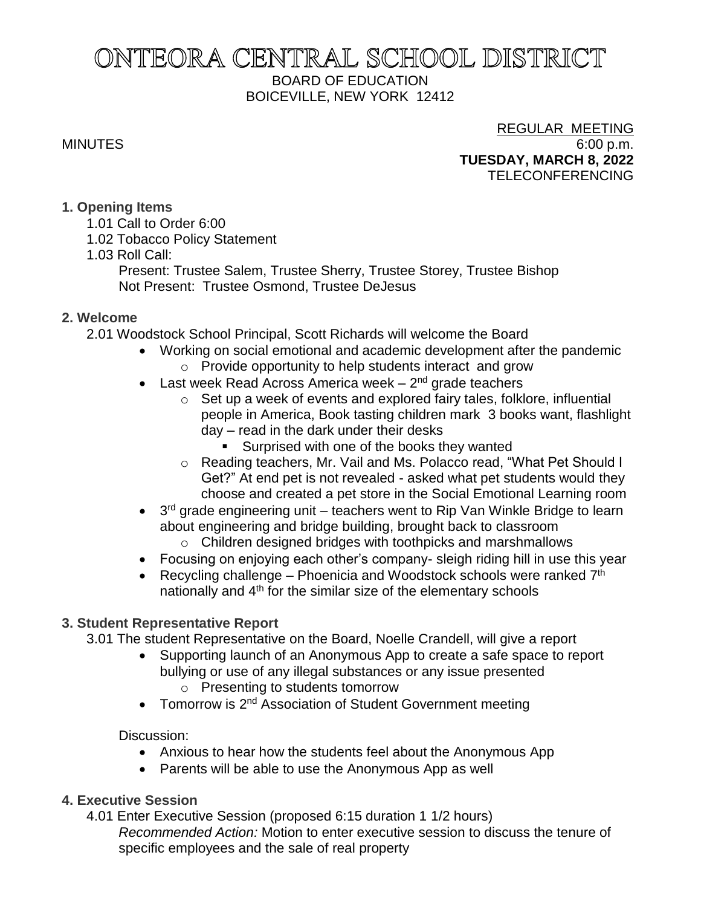# ONTEORA CENTRAL SCHOOL DISTRICT

BOARD OF EDUCATION
BOICEVILLE, NEW YORK 12412

REGULAR MEETING
MINUTES 6:00 p.m.
**TUESDAY, MARCH 8, 2022**
TELECONFERENCING

**1. Opening Items**

1.01 Call to Order 6:00
1.02 Tobacco Policy Statement
1.03 Roll Call:
Present: Trustee Salem, Trustee Sherry, Trustee Storey, Trustee Bishop
Not Present: Trustee Osmond, Trustee DeJesus

**2. Welcome**

2.01 Woodstock School Principal, Scott Richards will welcome the Board

- Working on social emotional and academic development after the pandemic
  - Provide opportunity to help students interact and grow
- Last week Read Across America week – 2nd grade teachers
  - Set up a week of events and explored fairy tales, folklore, influential people in America, Book tasting children mark 3 books want, flashlight day – read in the dark under their desks
    - Surprised with one of the books they wanted
  - Reading teachers, Mr. Vail and Ms. Polacco read, "What Pet Should I Get?" At end pet is not revealed - asked what pet students would they choose and created a pet store in the Social Emotional Learning room
- 3rd grade engineering unit – teachers went to Rip Van Winkle Bridge to learn about engineering and bridge building, brought back to classroom
  - Children designed bridges with toothpicks and marshmallows
- Focusing on enjoying each other's company- sleigh riding hill in use this year
- Recycling challenge – Phoenicia and Woodstock schools were ranked 7th nationally and 4th for the similar size of the elementary schools

**3. Student Representative Report**

3.01 The student Representative on the Board, Noelle Crandell, will give a report

- Supporting launch of an Anonymous App to create a safe space to report bullying or use of any illegal substances or any issue presented
  - Presenting to students tomorrow
- Tomorrow is 2nd Association of Student Government meeting

Discussion:

- Anxious to hear how the students feel about the Anonymous App
- Parents will be able to use the Anonymous App as well

**4. Executive Session**

4.01 Enter Executive Session (proposed 6:15 duration 1 1/2 hours)
*Recommended Action:* Motion to enter executive session to discuss the tenure of specific employees and the sale of real property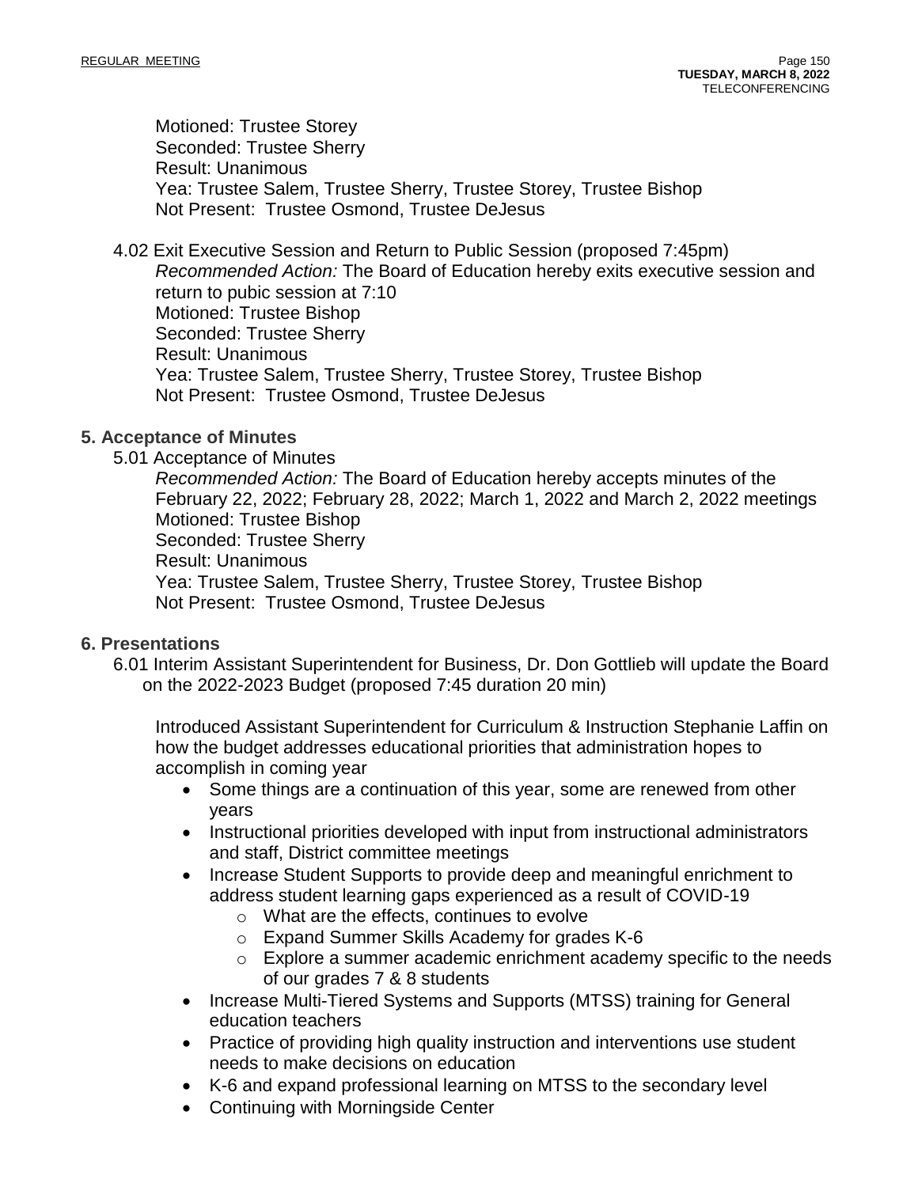Motioned: Trustee Storey
Seconded: Trustee Sherry
Result: Unanimous
Yea: Trustee Salem, Trustee Sherry, Trustee Storey, Trustee Bishop
Not Present: Trustee Osmond, Trustee DeJesus

4.02 Exit Executive Session and Return to Public Session (proposed 7:45pm)
*Recommended Action:* The Board of Education hereby exits executive session and return to pubic session at 7:10
Motioned: Trustee Bishop
Seconded: Trustee Sherry
Result: Unanimous
Yea: Trustee Salem, Trustee Sherry, Trustee Storey, Trustee Bishop
Not Present: Trustee Osmond, Trustee DeJesus

## 5. Acceptance of Minutes

5.01 Acceptance of Minutes
*Recommended Action:* The Board of Education hereby accepts minutes of the February 22, 2022; February 28, 2022; March 1, 2022 and March 2, 2022 meetings
Motioned: Trustee Bishop
Seconded: Trustee Sherry
Result: Unanimous
Yea: Trustee Salem, Trustee Sherry, Trustee Storey, Trustee Bishop
Not Present: Trustee Osmond, Trustee DeJesus

## 6. Presentations

6.01 Interim Assistant Superintendent for Business, Dr. Don Gottlieb will update the Board on the 2022-2023 Budget (proposed 7:45 duration 20 min)

Introduced Assistant Superintendent for Curriculum & Instruction Stephanie Laffin on how the budget addresses educational priorities that administration hopes to accomplish in coming year

- Some things are a continuation of this year, some are renewed from other years
- Instructional priorities developed with input from instructional administrators and staff, District committee meetings
- Increase Student Supports to provide deep and meaningful enrichment to address student learning gaps experienced as a result of COVID-19
  - What are the effects, continues to evolve
  - Expand Summer Skills Academy for grades K-6
  - Explore a summer academic enrichment academy specific to the needs of our grades 7 & 8 students
- Increase Multi-Tiered Systems and Supports (MTSS) training for General education teachers
- Practice of providing high quality instruction and interventions use student needs to make decisions on education
- K-6 and expand professional learning on MTSS to the secondary level
- Continuing with Morningside Center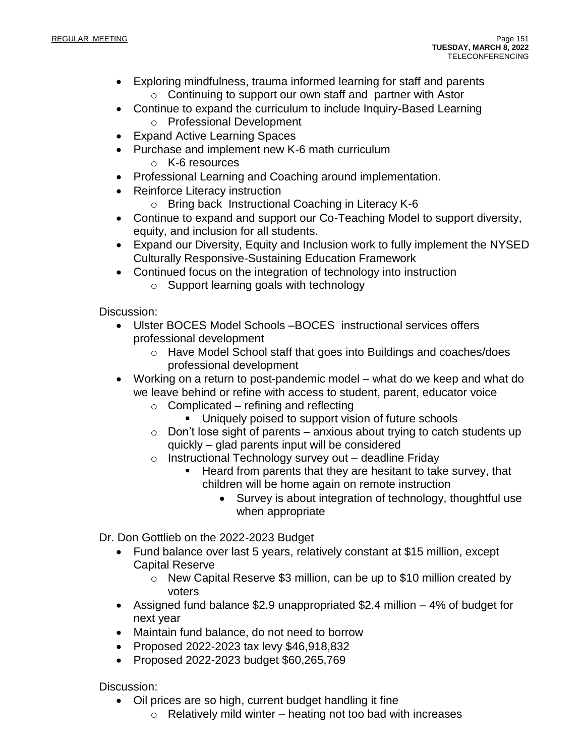- Exploring mindfulness, trauma informed learning for staff and parents
  - Continuing to support our own staff and partner with Astor
- Continue to expand the curriculum to include Inquiry-Based Learning
  - Professional Development
- Expand Active Learning Spaces
- Purchase and implement new K-6 math curriculum
  - K-6 resources
- Professional Learning and Coaching around implementation.
- Reinforce Literacy instruction
  - Bring back Instructional Coaching in Literacy K-6
- Continue to expand and support our Co-Teaching Model to support diversity, equity, and inclusion for all students.
- Expand our Diversity, Equity and Inclusion work to fully implement the NYSED Culturally Responsive-Sustaining Education Framework
- Continued focus on the integration of technology into instruction
  - Support learning goals with technology

Discussion:

- Ulster BOCES Model Schools –BOCES instructional services offers professional development
  - Have Model School staff that goes into Buildings and coaches/does professional development
- Working on a return to post-pandemic model – what do we keep and what do we leave behind or refine with access to student, parent, educator voice
  - Complicated – refining and reflecting
    - Uniquely poised to support vision of future schools
  - Don't lose sight of parents – anxious about trying to catch students up quickly – glad parents input will be considered
  - Instructional Technology survey out – deadline Friday
    - Heard from parents that they are hesitant to take survey, that children will be home again on remote instruction
      - Survey is about integration of technology, thoughtful use when appropriate

Dr. Don Gottlieb on the 2022-2023 Budget

- Fund balance over last 5 years, relatively constant at $15 million, except Capital Reserve
  - New Capital Reserve $3 million, can be up to $10 million created by voters
- Assigned fund balance $2.9 unappropriated $2.4 million – 4% of budget for next year
- Maintain fund balance, do not need to borrow
- Proposed 2022-2023 tax levy $46,918,832
- Proposed 2022-2023 budget $60,265,769

Discussion:

- Oil prices are so high, current budget handling it fine
  - Relatively mild winter – heating not too bad with increases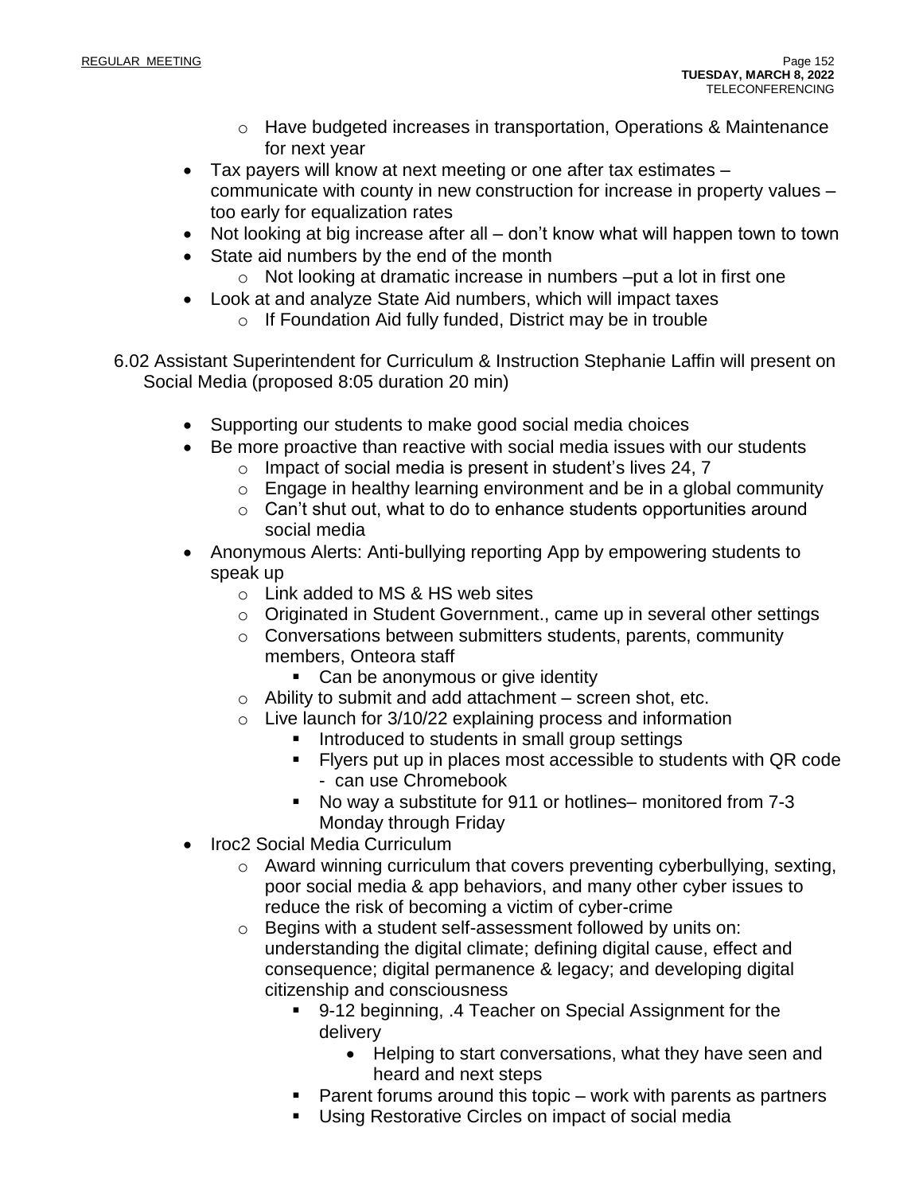- Have budgeted increases in transportation, Operations & Maintenance for next year
- Tax payers will know at next meeting or one after tax estimates – communicate with county in new construction for increase in property values – too early for equalization rates
- Not looking at big increase after all – don't know what will happen town to town
- State aid numbers by the end of the month
    - Not looking at dramatic increase in numbers –put a lot in first one
- Look at and analyze State Aid numbers, which will impact taxes
    - If Foundation Aid fully funded, District may be in trouble

6.02 Assistant Superintendent for Curriculum & Instruction Stephanie Laffin will present on Social Media (proposed 8:05 duration 20 min)

- Supporting our students to make good social media choices
- Be more proactive than reactive with social media issues with our students
    - Impact of social media is present in student's lives 24, 7
    - Engage in healthy learning environment and be in a global community
    - Can't shut out, what to do to enhance students opportunities around social media
- Anonymous Alerts: Anti-bullying reporting App by empowering students to speak up
    - Link added to MS & HS web sites
    - Originated in Student Government., came up in several other settings
    - Conversations between submitters students, parents, community members, Onteora staff
        - Can be anonymous or give identity
    - Ability to submit and add attachment – screen shot, etc.
    - Live launch for 3/10/22 explaining process and information
        - Introduced to students in small group settings
        - Flyers put up in places most accessible to students with QR code - can use Chromebook
        - No way a substitute for 911 or hotlines– monitored from 7-3 Monday through Friday
- Iroc2 Social Media Curriculum
    - Award winning curriculum that covers preventing cyberbullying, sexting, poor social media & app behaviors, and many other cyber issues to reduce the risk of becoming a victim of cyber-crime
    - Begins with a student self-assessment followed by units on: understanding the digital climate; defining digital cause, effect and consequence; digital permanence & legacy; and developing digital citizenship and consciousness
        - 9-12 beginning, .4 Teacher on Special Assignment for the delivery
            - Helping to start conversations, what they have seen and heard and next steps
        - Parent forums around this topic – work with parents as partners
        - Using Restorative Circles on impact of social media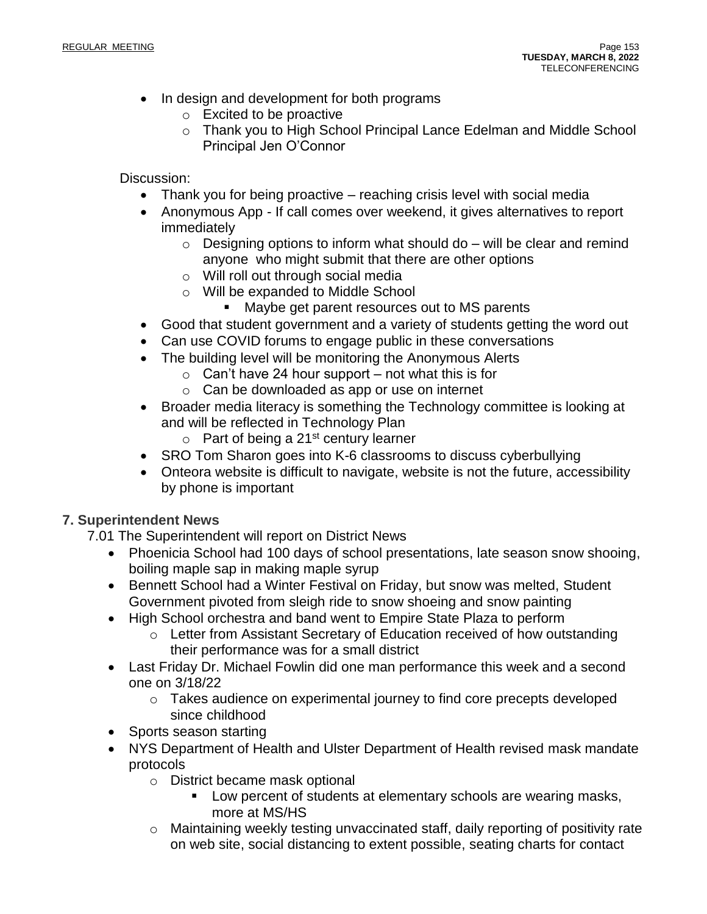- In design and development for both programs
  - Excited to be proactive
  - Thank you to High School Principal Lance Edelman and Middle School Principal Jen O'Connor

Discussion:

- Thank you for being proactive – reaching crisis level with social media
- Anonymous App - If call comes over weekend, it gives alternatives to report immediately
  - Designing options to inform what should do – will be clear and remind anyone who might submit that there are other options
  - Will roll out through social media
  - Will be expanded to Middle School
    - Maybe get parent resources out to MS parents
- Good that student government and a variety of students getting the word out
- Can use COVID forums to engage public in these conversations
- The building level will be monitoring the Anonymous Alerts
  - Can't have 24 hour support – not what this is for
  - Can be downloaded as app or use on internet
- Broader media literacy is something the Technology committee is looking at and will be reflected in Technology Plan
  - Part of being a 21st century learner
- SRO Tom Sharon goes into K-6 classrooms to discuss cyberbullying
- Onteora website is difficult to navigate, website is not the future, accessibility by phone is important

## 7. Superintendent News

7.01 The Superintendent will report on District News

- Phoenicia School had 100 days of school presentations, late season snow shooing, boiling maple sap in making maple syrup
- Bennett School had a Winter Festival on Friday, but snow was melted, Student Government pivoted from sleigh ride to snow shoeing and snow painting
- High School orchestra and band went to Empire State Plaza to perform
  - Letter from Assistant Secretary of Education received of how outstanding their performance was for a small district
- Last Friday Dr. Michael Fowlin did one man performance this week and a second one on 3/18/22
  - Takes audience on experimental journey to find core precepts developed since childhood
- Sports season starting
- NYS Department of Health and Ulster Department of Health revised mask mandate protocols
  - District became mask optional
    - Low percent of students at elementary schools are wearing masks, more at MS/HS
  - Maintaining weekly testing unvaccinated staff, daily reporting of positivity rate on web site, social distancing to extent possible, seating charts for contact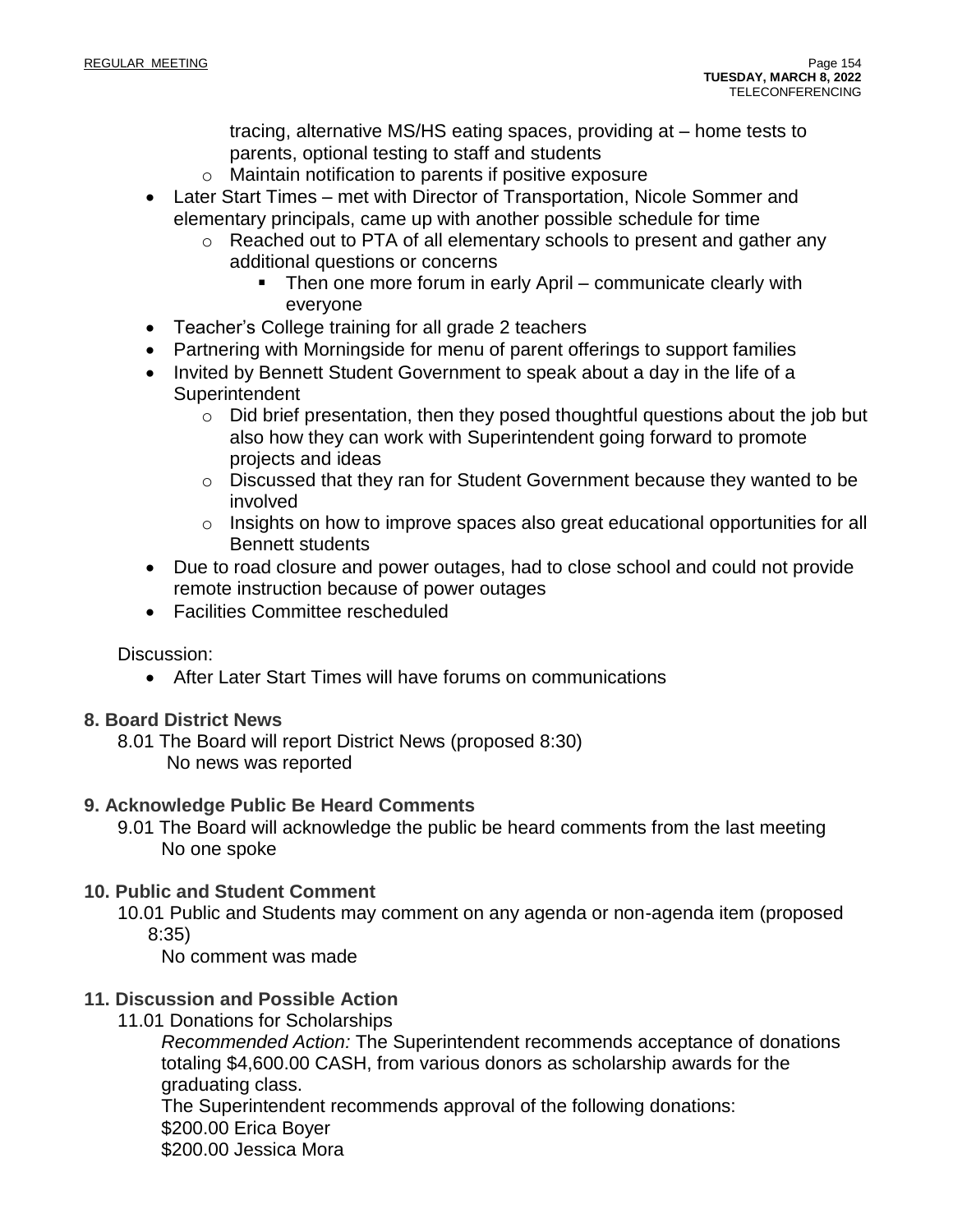tracing, alternative MS/HS eating spaces, providing at – home tests to parents, optional testing to staff and students
    - Maintain notification to parents if positive exposure
- Later Start Times – met with Director of Transportation, Nicole Sommer and elementary principals, came up with another possible schedule for time
    - Reached out to PTA of all elementary schools to present and gather any additional questions or concerns
        - Then one more forum in early April – communicate clearly with everyone
- Teacher's College training for all grade 2 teachers
- Partnering with Morningside for menu of parent offerings to support families
- Invited by Bennett Student Government to speak about a day in the life of a Superintendent
    - Did brief presentation, then they posed thoughtful questions about the job but also how they can work with Superintendent going forward to promote projects and ideas
    - Discussed that they ran for Student Government because they wanted to be involved
    - Insights on how to improve spaces also great educational opportunities for all Bennett students
- Due to road closure and power outages, had to close school and could not provide remote instruction because of power outages
- Facilities Committee rescheduled

Discussion:

- After Later Start Times will have forums on communications

**8. Board District News**

8.01 The Board will report District News (proposed 8:30)
No news was reported

**9. Acknowledge Public Be Heard Comments**

9.01 The Board will acknowledge the public be heard comments from the last meeting
No one spoke

**10. Public and Student Comment**

10.01 Public and Students may comment on any agenda or non-agenda item (proposed 8:35)
No comment was made

**11. Discussion and Possible Action**

11.01 Donations for Scholarships

*Recommended Action:* The Superintendent recommends acceptance of donations totaling $4,600.00 CASH, from various donors as scholarship awards for the graduating class.

The Superintendent recommends approval of the following donations:
$200.00 Erica Boyer
$200.00 Jessica Mora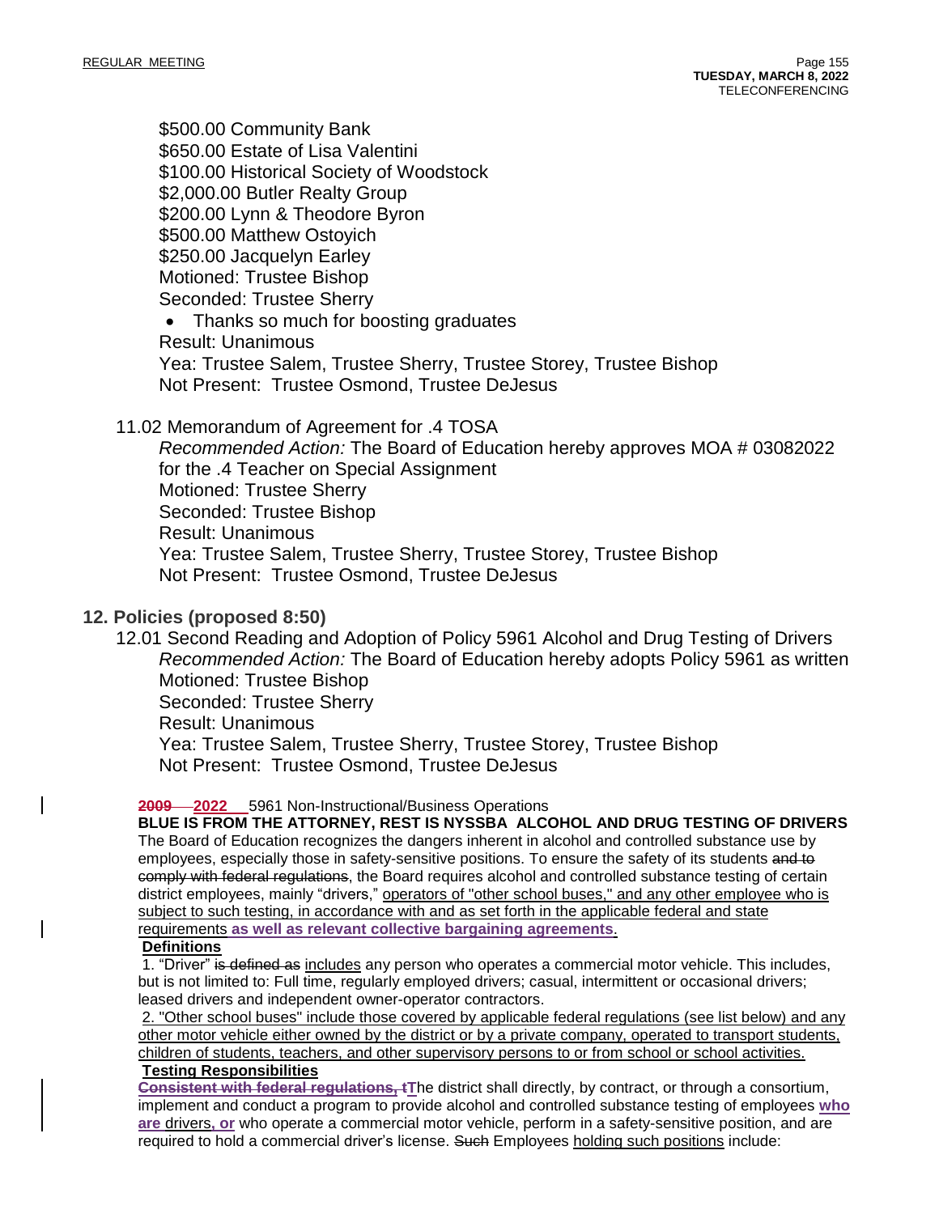$500.00 Community Bank
$650.00 Estate of Lisa Valentini
$100.00 Historical Society of Woodstock
$2,000.00 Butler Realty Group
$200.00 Lynn & Theodore Byron
$500.00 Matthew Ostoyich
$250.00 Jacquelyn Earley
Motioned: Trustee Bishop
Seconded: Trustee Sherry

- Thanks so much for boosting graduates

Result: Unanimous
Yea: Trustee Salem, Trustee Sherry, Trustee Storey, Trustee Bishop
Not Present: Trustee Osmond, Trustee DeJesus

11.02 Memorandum of Agreement for .4 TOSA
*Recommended Action:* The Board of Education hereby approves MOA # 03082022 for the .4 Teacher on Special Assignment
Motioned: Trustee Sherry
Seconded: Trustee Bishop
Result: Unanimous
Yea: Trustee Salem, Trustee Sherry, Trustee Storey, Trustee Bishop
Not Present: Trustee Osmond, Trustee DeJesus

## 12. Policies (proposed 8:50)

12.01 Second Reading and Adoption of Policy 5961 Alcohol and Drug Testing of Drivers
*Recommended Action:* The Board of Education hereby adopts Policy 5961 as written
Motioned: Trustee Bishop
Seconded: Trustee Sherry
Result: Unanimous
Yea: Trustee Salem, Trustee Sherry, Trustee Storey, Trustee Bishop
Not Present: Trustee Osmond, Trustee DeJesus

~~2009~~ **2022** 5961 Non-Instructional/Business Operations

**BLUE IS FROM THE ATTORNEY, REST IS NYSSBA ALCOHOL AND DRUG TESTING OF DRIVERS**

The Board of Education recognizes the dangers inherent in alcohol and controlled substance use by employees, especially those in safety-sensitive positions. To ensure the safety of its students ~~and to comply with federal regulations~~, the Board requires alcohol and controlled substance testing of certain district employees, mainly "drivers," operators of "other school buses," and any other employee who is subject to such testing, in accordance with and as set forth in the applicable federal and state requirements **as well as relevant collective bargaining agreements**.

**Definitions**

1. "Driver" ~~is defined as~~ includes any person who operates a commercial motor vehicle. This includes, but is not limited to: Full time, regularly employed drivers; casual, intermittent or occasional drivers; leased drivers and independent owner-operator contractors.

2. "Other school buses" include those covered by applicable federal regulations (see list below) and any other motor vehicle either owned by the district or by a private company, operated to transport students, children of students, teachers, and other supervisory persons to or from school or school activities.

**Testing Responsibilities**

~~**Consistent with federal regulations, t**~~**T**he district shall directly, by contract, or through a consortium, implement and conduct a program to provide alcohol and controlled substance testing of employees **who are** drivers**, or** who operate a commercial motor vehicle, perform in a safety-sensitive position, and are required to hold a commercial driver's license. ~~Such~~ Employees holding such positions include: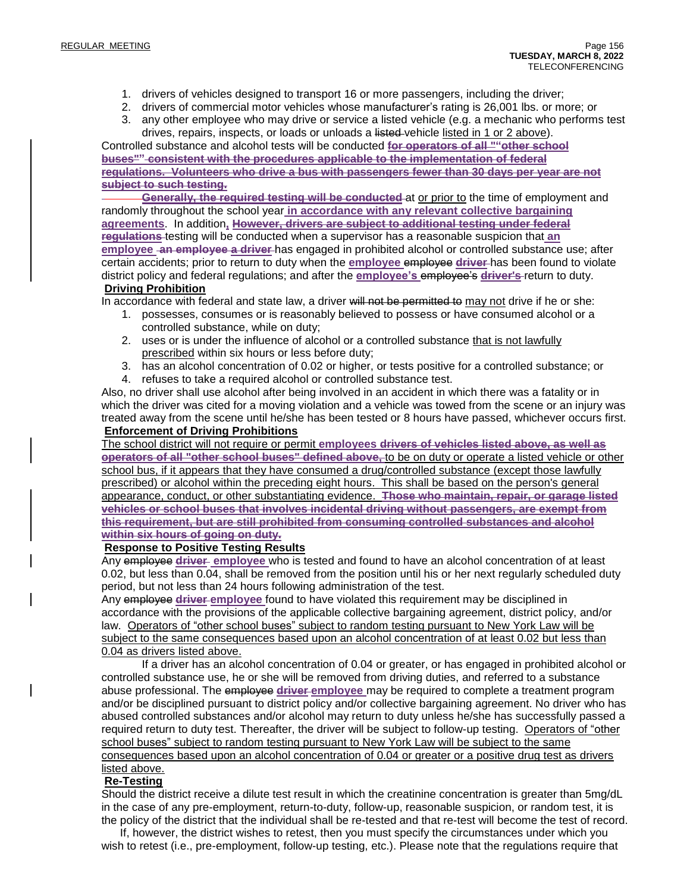1. drivers of vehicles designed to transport 16 or more passengers, including the driver;
2. drivers of commercial motor vehicles whose manufacturer's rating is 26,001 lbs. or more; or
3. any other employee who may drive or service a listed vehicle (e.g. a mechanic who performs test drives, repairs, inspects, or loads or unloads a listed vehicle listed in 1 or 2 above).

Controlled substance and alcohol tests will be conducted **for operators of all ""other school buses"" consistent with the procedures applicable to the implementation of federal regulations. Volunteers who drive a bus with passengers fewer than 30 days per year are not subject to such testing.**

**Generally, the required testing will be conducted** at or prior to the time of employment and randomly throughout the school year **in accordance with any relevant collective bargaining agreements**. In addition**,** **However, drivers are subject to additional testing under federal regulations** testing will be conducted when a supervisor has a reasonable suspicion that **an employee** **an employee a driver** has engaged in prohibited alcohol or controlled substance use; after certain accidents; prior to return to duty when the **employee** employee **driver** has been found to violate district policy and federal regulations; and after the **employee's** employee's **driver's** return to duty.

**Driving Prohibition**

In accordance with federal and state law, a driver will not be permitted to may not drive if he or she:

1. possesses, consumes or is reasonably believed to possess or have consumed alcohol or a controlled substance, while on duty;
2. uses or is under the influence of alcohol or a controlled substance that is not lawfully prescribed within six hours or less before duty;
3. has an alcohol concentration of 0.02 or higher, or tests positive for a controlled substance; or
4. refuses to take a required alcohol or controlled substance test.

Also, no driver shall use alcohol after being involved in an accident in which there was a fatality or in which the driver was cited for a moving violation and a vehicle was towed from the scene or an injury was treated away from the scene until he/she has been tested or 8 hours have passed, whichever occurs first.

**Enforcement of Driving Prohibitions**

The school district will not require or permit **employees** **drivers of vehicles listed above, as well as operators of all "other school buses" defined above,** to be on duty or operate a listed vehicle or other school bus, if it appears that they have consumed a drug/controlled substance (except those lawfully prescribed) or alcohol within the preceding eight hours. This shall be based on the person's general appearance, conduct, or other substantiating evidence. **Those who maintain, repair, or garage listed vehicles or school buses that involves incidental driving without passengers, are exempt from this requirement, but are still prohibited from consuming controlled substances and alcohol within six hours of going on duty.**

**Response to Positive Testing Results**

Any employee **driver** **employee** who is tested and found to have an alcohol concentration of at least 0.02, but less than 0.04, shall be removed from the position until his or her next regularly scheduled duty period, but not less than 24 hours following administration of the test.

Any employee **driver** **employee** found to have violated this requirement may be disciplined in accordance with the provisions of the applicable collective bargaining agreement, district policy, and/or law. Operators of "other school buses" subject to random testing pursuant to New York Law will be subject to the same consequences based upon an alcohol concentration of at least 0.02 but less than 0.04 as drivers listed above.

If a driver has an alcohol concentration of 0.04 or greater, or has engaged in prohibited alcohol or controlled substance use, he or she will be removed from driving duties, and referred to a substance abuse professional. The employee **driver** **employee** may be required to complete a treatment program and/or be disciplined pursuant to district policy and/or collective bargaining agreement. No driver who has abused controlled substances and/or alcohol may return to duty unless he/she has successfully passed a required return to duty test. Thereafter, the driver will be subject to follow-up testing. Operators of "other school buses" subject to random testing pursuant to New York Law will be subject to the same consequences based upon an alcohol concentration of 0.04 or greater or a positive drug test as drivers listed above.

**Re-Testing**

Should the district receive a dilute test result in which the creatinine concentration is greater than 5mg/dL in the case of any pre-employment, return-to-duty, follow-up, reasonable suspicion, or random test, it is the policy of the district that the individual shall be re-tested and that re-test will become the test of record.

If, however, the district wishes to retest, then you must specify the circumstances under which you wish to retest (i.e., pre-employment, follow-up testing, etc.). Please note that the regulations require that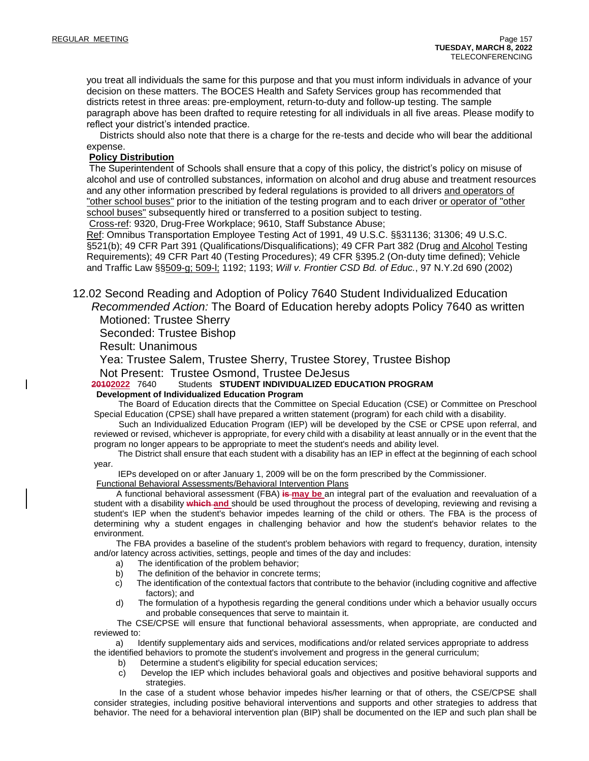you treat all individuals the same for this purpose and that you must inform individuals in advance of your decision on these matters. The BOCES Health and Safety Services group has recommended that districts retest in three areas: pre-employment, return-to-duty and follow-up testing. The sample paragraph above has been drafted to require retesting for all individuals in all five areas. Please modify to reflect your district's intended practice.

Districts should also note that there is a charge for the re-tests and decide who will bear the additional expense.

**Policy Distribution**

The Superintendent of Schools shall ensure that a copy of this policy, the district's policy on misuse of alcohol and use of controlled substances, information on alcohol and drug abuse and treatment resources and any other information prescribed by federal regulations is provided to all drivers and operators of "other school buses" prior to the initiation of the testing program and to each driver or operator of "other school buses" subsequently hired or transferred to a position subject to testing.

Cross-ref: 9320, Drug-Free Workplace; 9610, Staff Substance Abuse;

Ref: Omnibus Transportation Employee Testing Act of 1991, 49 U.S.C. §§31136; 31306; 49 U.S.C. §521(b); 49 CFR Part 391 (Qualifications/Disqualifications); 49 CFR Part 382 (Drug and Alcohol Testing Requirements); 49 CFR Part 40 (Testing Procedures); 49 CFR §395.2 (On-duty time defined); Vehicle and Traffic Law §§509-g; 509-l; 1192; 1193; *Will v. Frontier CSD Bd. of Educ.*, 97 N.Y.2d 690 (2002)

## 12.02 Second Reading and Adoption of Policy 7640 Student Individualized Education

*Recommended Action:* The Board of Education hereby adopts Policy 7640 as written

Motioned: Trustee Sherry

Seconded: Trustee Bishop

Result: Unanimous

Yea: Trustee Salem, Trustee Sherry, Trustee Storey, Trustee Bishop

Not Present: Trustee Osmond, Trustee DeJesus

~~2010~~**2022** 7640 Students **STUDENT INDIVIDUALIZED EDUCATION PROGRAM**

**Development of Individualized Education Program**

The Board of Education directs that the Committee on Special Education (CSE) or Committee on Preschool Special Education (CPSE) shall have prepared a written statement (program) for each child with a disability.

Such an Individualized Education Program (IEP) will be developed by the CSE or CPSE upon referral, and reviewed or revised, whichever is appropriate, for every child with a disability at least annually or in the event that the program no longer appears to be appropriate to meet the student's needs and ability level.

The District shall ensure that each student with a disability has an IEP in effect at the beginning of each school year.

IEPs developed on or after January 1, 2009 will be on the form prescribed by the Commissioner.

Functional Behavioral Assessments/Behavioral Intervention Plans

A functional behavioral assessment (FBA) ~~is~~ **may be** an integral part of the evaluation and reevaluation of a student with a disability ~~which~~ **and** should be used throughout the process of developing, reviewing and revising a student's IEP when the student's behavior impedes learning of the child or others. The FBA is the process of determining why a student engages in challenging behavior and how the student's behavior relates to the environment.

The FBA provides a baseline of the student's problem behaviors with regard to frequency, duration, intensity and/or latency across activities, settings, people and times of the day and includes:

a) The identification of the problem behavior;

b) The definition of the behavior in concrete terms;

c) The identification of the contextual factors that contribute to the behavior (including cognitive and affective factors); and

d) The formulation of a hypothesis regarding the general conditions under which a behavior usually occurs and probable consequences that serve to maintain it.

The CSE/CPSE will ensure that functional behavioral assessments, when appropriate, are conducted and reviewed to:

a) Identify supplementary aids and services, modifications and/or related services appropriate to address the identified behaviors to promote the student's involvement and progress in the general curriculum;

b) Determine a student's eligibility for special education services;

c) Develop the IEP which includes behavioral goals and objectives and positive behavioral supports and strategies.

In the case of a student whose behavior impedes his/her learning or that of others, the CSE/CPSE shall consider strategies, including positive behavioral interventions and supports and other strategies to address that behavior. The need for a behavioral intervention plan (BIP) shall be documented on the IEP and such plan shall be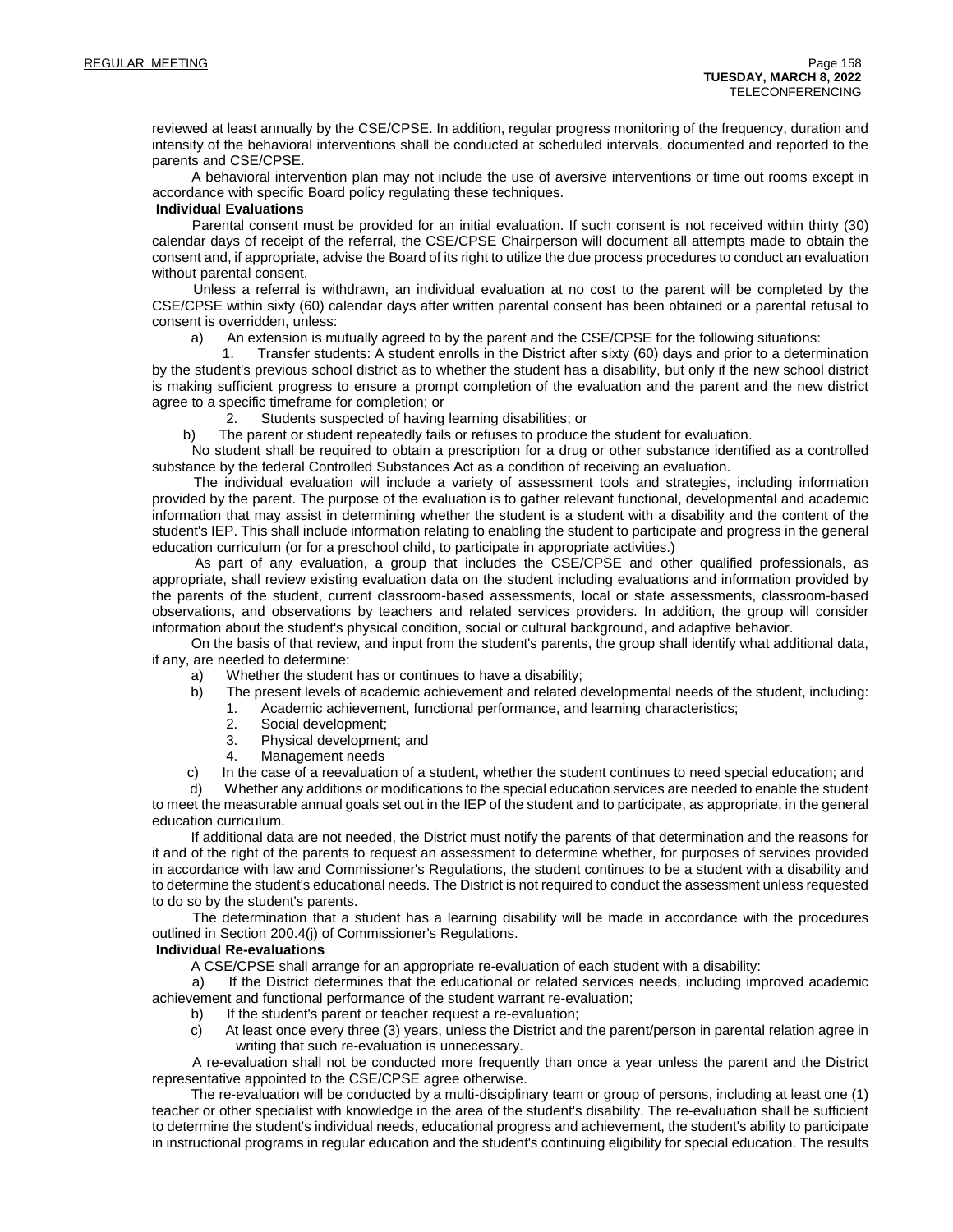reviewed at least annually by the CSE/CPSE. In addition, regular progress monitoring of the frequency, duration and intensity of the behavioral interventions shall be conducted at scheduled intervals, documented and reported to the parents and CSE/CPSE.

A behavioral intervention plan may not include the use of aversive interventions or time out rooms except in accordance with specific Board policy regulating these techniques.

**Individual Evaluations**

Parental consent must be provided for an initial evaluation. If such consent is not received within thirty (30) calendar days of receipt of the referral, the CSE/CPSE Chairperson will document all attempts made to obtain the consent and, if appropriate, advise the Board of its right to utilize the due process procedures to conduct an evaluation without parental consent.

Unless a referral is withdrawn, an individual evaluation at no cost to the parent will be completed by the CSE/CPSE within sixty (60) calendar days after written parental consent has been obtained or a parental refusal to consent is overridden, unless:

a) An extension is mutually agreed to by the parent and the CSE/CPSE for the following situations:

1. Transfer students: A student enrolls in the District after sixty (60) days and prior to a determination by the student's previous school district as to whether the student has a disability, but only if the new school district is making sufficient progress to ensure a prompt completion of the evaluation and the parent and the new district agree to a specific timeframe for completion; or

2. Students suspected of having learning disabilities; or

b) The parent or student repeatedly fails or refuses to produce the student for evaluation.

No student shall be required to obtain a prescription for a drug or other substance identified as a controlled substance by the federal Controlled Substances Act as a condition of receiving an evaluation.

The individual evaluation will include a variety of assessment tools and strategies, including information provided by the parent. The purpose of the evaluation is to gather relevant functional, developmental and academic information that may assist in determining whether the student is a student with a disability and the content of the student's IEP. This shall include information relating to enabling the student to participate and progress in the general education curriculum (or for a preschool child, to participate in appropriate activities.)

As part of any evaluation, a group that includes the CSE/CPSE and other qualified professionals, as appropriate, shall review existing evaluation data on the student including evaluations and information provided by the parents of the student, current classroom-based assessments, local or state assessments, classroom-based observations, and observations by teachers and related services providers. In addition, the group will consider information about the student's physical condition, social or cultural background, and adaptive behavior.

On the basis of that review, and input from the student's parents, the group shall identify what additional data, if any, are needed to determine:

a) Whether the student has or continues to have a disability;

b) The present levels of academic achievement and related developmental needs of the student, including:

1. Academic achievement, functional performance, and learning characteristics;
2. Social development;
3. Physical development; and
4. Management needs

c) In the case of a reevaluation of a student, whether the student continues to need special education; and

d) Whether any additions or modifications to the special education services are needed to enable the student to meet the measurable annual goals set out in the IEP of the student and to participate, as appropriate, in the general education curriculum.

If additional data are not needed, the District must notify the parents of that determination and the reasons for it and of the right of the parents to request an assessment to determine whether, for purposes of services provided in accordance with law and Commissioner's Regulations, the student continues to be a student with a disability and to determine the student's educational needs. The District is not required to conduct the assessment unless requested to do so by the student's parents.

The determination that a student has a learning disability will be made in accordance with the procedures outlined in Section 200.4(j) of Commissioner's Regulations.

**Individual Re-evaluations**

A CSE/CPSE shall arrange for an appropriate re-evaluation of each student with a disability:

a) If the District determines that the educational or related services needs, including improved academic achievement and functional performance of the student warrant re-evaluation;

b) If the student's parent or teacher request a re-evaluation;

c) At least once every three (3) years, unless the District and the parent/person in parental relation agree in writing that such re-evaluation is unnecessary.

A re-evaluation shall not be conducted more frequently than once a year unless the parent and the District representative appointed to the CSE/CPSE agree otherwise.

The re-evaluation will be conducted by a multi-disciplinary team or group of persons, including at least one (1) teacher or other specialist with knowledge in the area of the student's disability. The re-evaluation shall be sufficient to determine the student's individual needs, educational progress and achievement, the student's ability to participate in instructional programs in regular education and the student's continuing eligibility for special education. The results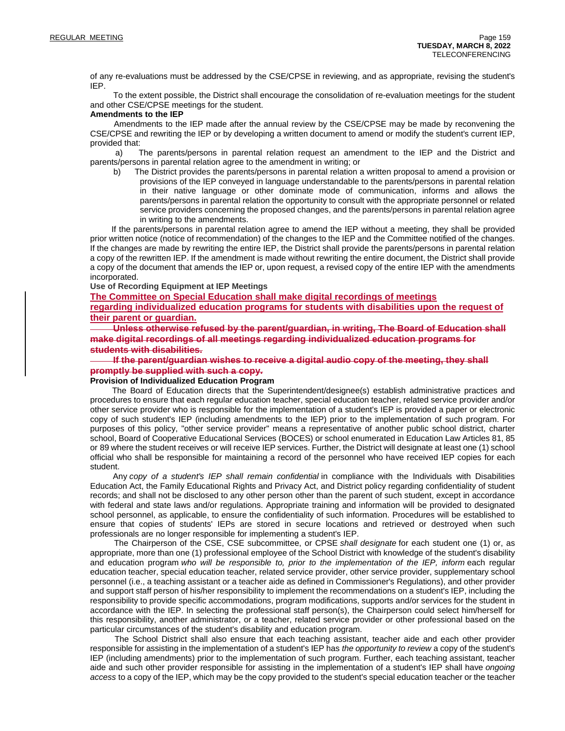of any re-evaluations must be addressed by the CSE/CPSE in reviewing, and as appropriate, revising the student's IEP.

To the extent possible, the District shall encourage the consolidation of re-evaluation meetings for the student and other CSE/CPSE meetings for the student.

**Amendments to the IEP**

Amendments to the IEP made after the annual review by the CSE/CPSE may be made by reconvening the CSE/CPSE and rewriting the IEP or by developing a written document to amend or modify the student's current IEP, provided that:

a) The parents/persons in parental relation request an amendment to the IEP and the District and parents/persons in parental relation agree to the amendment in writing; or

b) The District provides the parents/persons in parental relation a written proposal to amend a provision or provisions of the IEP conveyed in language understandable to the parents/persons in parental relation in their native language or other dominate mode of communication, informs and allows the parents/persons in parental relation the opportunity to consult with the appropriate personnel or related service providers concerning the proposed changes, and the parents/persons in parental relation agree in writing to the amendments.

If the parents/persons in parental relation agree to amend the IEP without a meeting, they shall be provided prior written notice (notice of recommendation) of the changes to the IEP and the Committee notified of the changes. If the changes are made by rewriting the entire IEP, the District shall provide the parents/persons in parental relation a copy of the rewritten IEP. If the amendment is made without rewriting the entire document, the District shall provide a copy of the document that amends the IEP or, upon request, a revised copy of the entire IEP with the amendments incorporated.

**Use of Recording Equipment at IEP Meetings**

<u>**The Committee on Special Education shall make digital recordings of meetings regarding individualized education programs for students with disabilities upon the request of their parent or guardian.**</u>

~~**Unless otherwise refused by the parent/guardian, in writing, The Board of Education shall make digital recordings of all meetings regarding individualized education programs for students with disabilities.**~~

~~**If the parent/guardian wishes to receive a digital audio copy of the meeting, they shall promptly be supplied with such a copy.**~~

**Provision of Individualized Education Program**

The Board of Education directs that the Superintendent/designee(s) establish administrative practices and procedures to ensure that each regular education teacher, special education teacher, related service provider and/or other service provider who is responsible for the implementation of a student's IEP is provided a paper or electronic copy of such student's IEP (including amendments to the IEP) prior to the implementation of such program. For purposes of this policy, "other service provider" means a representative of another public school district, charter school, Board of Cooperative Educational Services (BOCES) or school enumerated in Education Law Articles 81, 85 or 89 where the student receives or will receive IEP services. Further, the District will designate at least one (1) school official who shall be responsible for maintaining a record of the personnel who have received IEP copies for each student.

Any *copy of a student's IEP shall remain confidential* in compliance with the Individuals with Disabilities Education Act, the Family Educational Rights and Privacy Act, and District policy regarding confidentiality of student records; and shall not be disclosed to any other person other than the parent of such student, except in accordance with federal and state laws and/or regulations. Appropriate training and information will be provided to designated school personnel, as applicable, to ensure the confidentiality of such information. Procedures will be established to ensure that copies of students' IEPs are stored in secure locations and retrieved or destroyed when such professionals are no longer responsible for implementing a student's IEP.

The Chairperson of the CSE, CSE subcommittee, or CPSE *shall designate* for each student one (1) or, as appropriate, more than one (1) professional employee of the School District with knowledge of the student's disability and education program *who will be responsible to, prior to the implementation of the IEP, inform* each regular education teacher, special education teacher, related service provider, other service provider, supplementary school personnel (i.e., a teaching assistant or a teacher aide as defined in Commissioner's Regulations), and other provider and support staff person of his/her responsibility to implement the recommendations on a student's IEP, including the responsibility to provide specific accommodations, program modifications, supports and/or services for the student in accordance with the IEP. In selecting the professional staff person(s), the Chairperson could select him/herself for this responsibility, another administrator, or a teacher, related service provider or other professional based on the particular circumstances of the student's disability and education program.

The School District shall also ensure that each teaching assistant, teacher aide and each other provider responsible for assisting in the implementation of a student's IEP has *the opportunity to review* a copy of the student's IEP (including amendments) prior to the implementation of such program. Further, each teaching assistant, teacher aide and such other provider responsible for assisting in the implementation of a student's IEP shall have *ongoing access* to a copy of the IEP, which may be the copy provided to the student's special education teacher or the teacher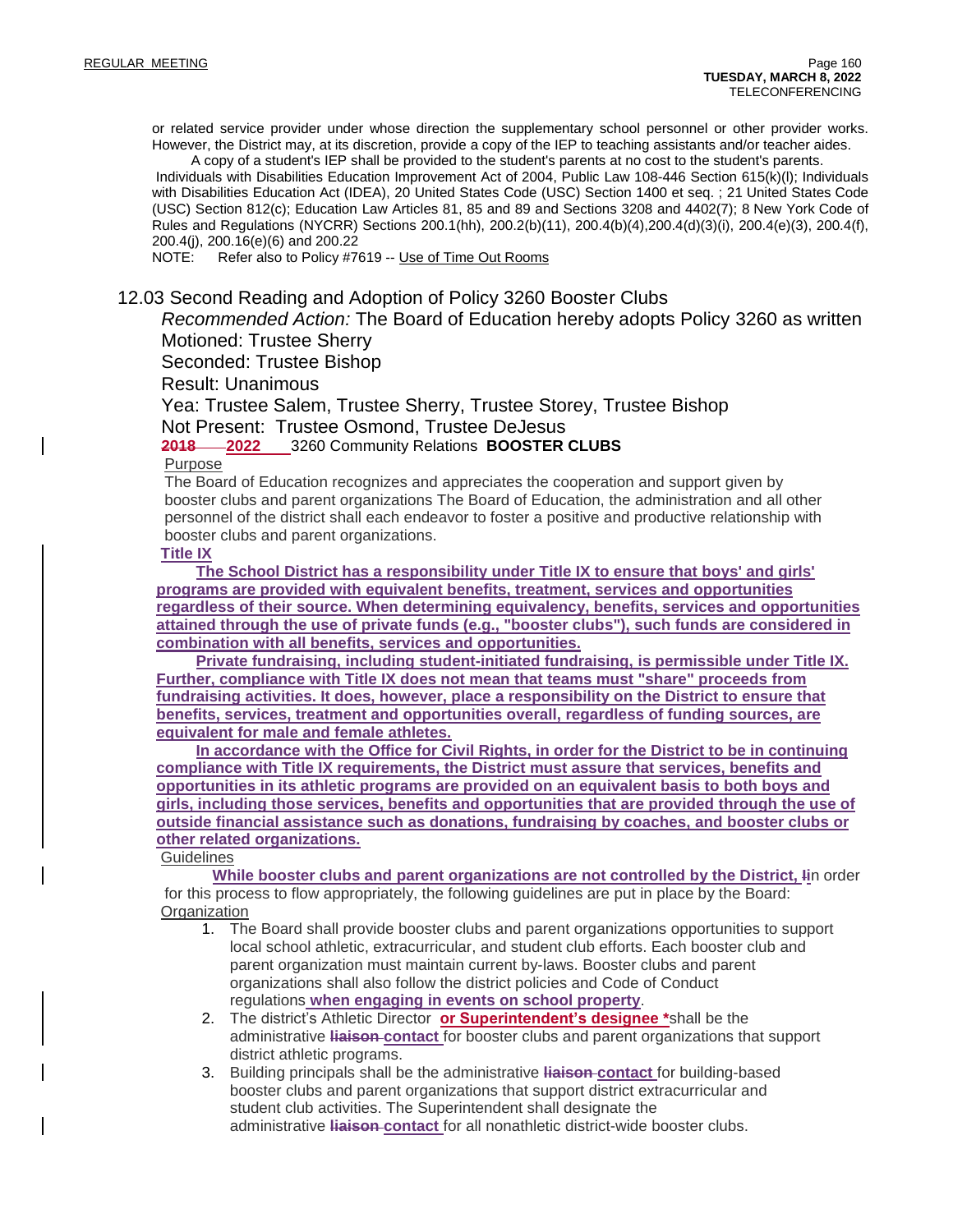or related service provider under whose direction the supplementary school personnel or other provider works. However, the District may, at its discretion, provide a copy of the IEP to teaching assistants and/or teacher aides.

A copy of a student's IEP shall be provided to the student's parents at no cost to the student's parents.

Individuals with Disabilities Education Improvement Act of 2004, Public Law 108-446 Section 615(k)(l); Individuals with Disabilities Education Act (IDEA), 20 United States Code (USC) Section 1400 et seq. ; 21 United States Code (USC) Section 812(c); Education Law Articles 81, 85 and 89 and Sections 3208 and 4402(7); 8 New York Code of Rules and Regulations (NYCRR) Sections 200.1(hh), 200.2(b)(11), 200.4(b)(4),200.4(d)(3)(i), 200.4(e)(3), 200.4(f), 200.4(j), 200.16(e)(6) and 200.22

NOTE: Refer also to Policy #7619 -- Use of Time Out Rooms

## 12.03 Second Reading and Adoption of Policy 3260 Booster Clubs

*Recommended Action:* The Board of Education hereby adopts Policy 3260 as written

Motioned: Trustee Sherry

Seconded: Trustee Bishop

Result: Unanimous

Yea: Trustee Salem, Trustee Sherry, Trustee Storey, Trustee Bishop

Not Present: Trustee Osmond, Trustee DeJesus

~~2018~~ **2022** 3260 Community Relations **BOOSTER CLUBS**

Purpose

The Board of Education recognizes and appreciates the cooperation and support given by booster clubs and parent organizations The Board of Education, the administration and all other personnel of the district shall each endeavor to foster a positive and productive relationship with booster clubs and parent organizations.

**Title IX**

**The School District has a responsibility under Title IX to ensure that boys' and girls' programs are provided with equivalent benefits, treatment, services and opportunities regardless of their source. When determining equivalency, benefits, services and opportunities attained through the use of private funds (e.g., "booster clubs"), such funds are considered in combination with all benefits, services and opportunities.**

**Private fundraising, including student-initiated fundraising, is permissible under Title IX. Further, compliance with Title IX does not mean that teams must "share" proceeds from fundraising activities. It does, however, place a responsibility on the District to ensure that benefits, services, treatment and opportunities overall, regardless of funding sources, are equivalent for male and female athletes.**

**In accordance with the Office for Civil Rights, in order for the District to be in continuing compliance with Title IX requirements, the District must assure that services, benefits and opportunities in its athletic programs are provided on an equivalent basis to both boys and girls, including those services, benefits and opportunities that are provided through the use of outside financial assistance such as donations, fundraising by coaches, and booster clubs or other related organizations.**

Guidelines

**While booster clubs and parent organizations are not controlled by the District, i**~~I~~n order for this process to flow appropriately, the following guidelines are put in place by the Board:

Organization

1. The Board shall provide booster clubs and parent organizations opportunities to support local school athletic, extracurricular, and student club efforts. Each booster club and parent organization must maintain current by-laws. Booster clubs and parent organizations shall also follow the district policies and Code of Conduct regulations **when engaging in events on school property**.
2. The district's Athletic Director **or Superintendent's designee \***shall be the administrative ~~liaison~~ **contact** for booster clubs and parent organizations that support district athletic programs.
3. Building principals shall be the administrative ~~liaison~~ **contact** for building-based booster clubs and parent organizations that support district extracurricular and student club activities. The Superintendent shall designate the administrative ~~liaison~~ **contact** for all nonathletic district-wide booster clubs.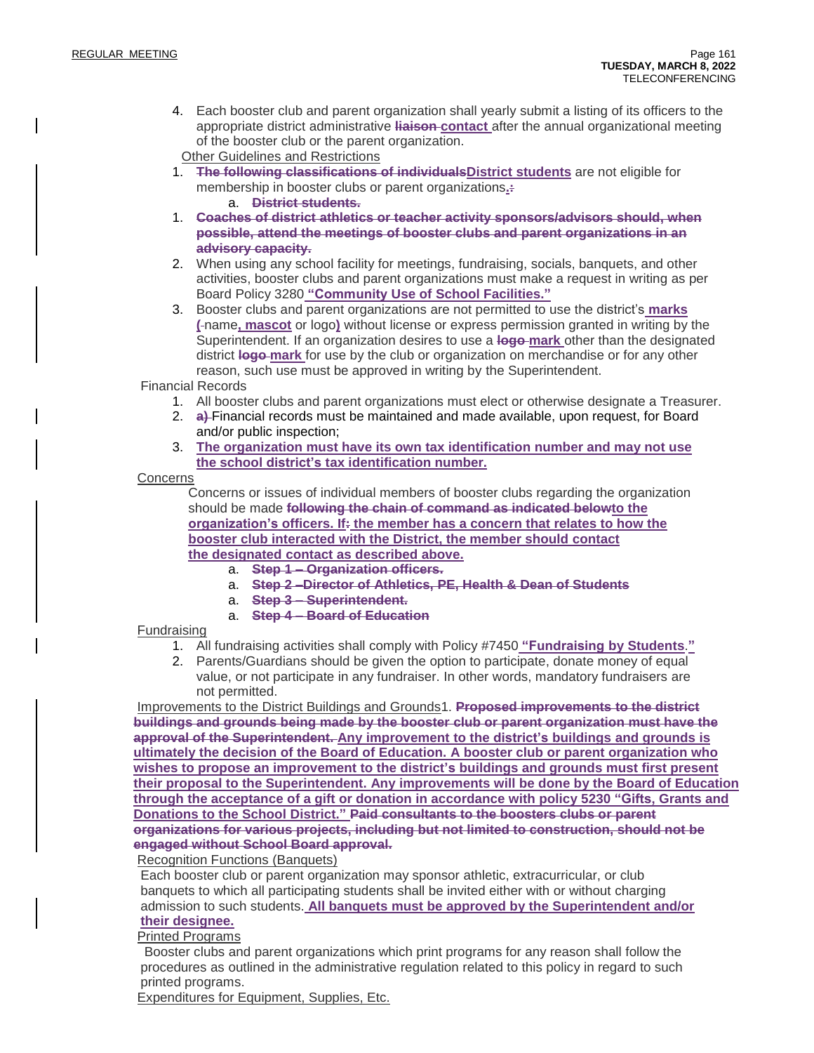4. Each booster club and parent organization shall yearly submit a listing of its officers to the appropriate district administrative ~~liaison~~ **contact** after the annual organizational meeting of the booster club or the parent organization.

Other Guidelines and Restrictions

1. ~~**The following classifications of individuals**~~**District students** are not eligible for membership in booster clubs or parent organizations**.**~~:~~
   a. ~~**District students.**~~
1. ~~**Coaches of district athletics or teacher activity sponsors/advisors should, when possible, attend the meetings of booster clubs and parent organizations in an advisory capacity.**~~
2. When using any school facility for meetings, fundraising, socials, banquets, and other activities, booster clubs and parent organizations must make a request in writing as per Board Policy 3280 **"Community Use of School Facilities."**
3. Booster clubs and parent organizations are not permitted to use the district's **marks (**~~(~~name**, mascot** or logo**)** without license or express permission granted in writing by the Superintendent. If an organization desires to use a ~~logo~~ **mark** other than the designated district ~~logo~~ **mark** for use by the club or organization on merchandise or for any other reason, such use must be approved in writing by the Superintendent.

Financial Records

1. All booster clubs and parent organizations must elect or otherwise designate a Treasurer.
2. ~~a)~~ Financial records must be maintained and made available, upon request, for Board and/or public inspection;
3. **The organization must have its own tax identification number and may not use the school district's tax identification number.**

Concerns

Concerns or issues of individual members of booster clubs regarding the organization should be made ~~**following the chain of command as indicated below**~~**to the organization's officers. If**~~:~~ **the member has a concern that relates to how the booster club interacted with the District, the member should contact the designated contact as described above.**

a. ~~**Step 1 – Organization officers.**~~
a. ~~**Step 2 –Director of Athletics, PE, Health & Dean of Students**~~
a. ~~**Step 3 – Superintendent.**~~
a. ~~**Step 4 – Board of Education**~~

Fundraising

1. All fundraising activities shall comply with Policy #7450 **"Fundraising by Students."**
2. Parents/Guardians should be given the option to participate, donate money of equal value, or not participate in any fundraiser. In other words, mandatory fundraisers are not permitted.

Improvements to the District Buildings and Grounds1. ~~**Proposed improvements to the district buildings and grounds being made by the booster club or parent organization must have the approval of the Superintendent.**~~ **Any improvement to the district's buildings and grounds is ultimately the decision of the Board of Education. A booster club or parent organization who wishes to propose an improvement to the district's buildings and grounds must first present their proposal to the Superintendent. Any improvements will be done by the Board of Education through the acceptance of a gift or donation in accordance with policy 5230 "Gifts, Grants and Donations to the School District."** ~~**Paid consultants to the boosters clubs or parent organizations for various projects, including but not limited to construction, should not be engaged without School Board approval.**~~

Recognition Functions (Banquets)

Each booster club or parent organization may sponsor athletic, extracurricular, or club banquets to which all participating students shall be invited either with or without charging admission to such students. **All banquets must be approved by the Superintendent and/or their designee.**

Printed Programs

Booster clubs and parent organizations which print programs for any reason shall follow the procedures as outlined in the administrative regulation related to this policy in regard to such printed programs.

Expenditures for Equipment, Supplies, Etc.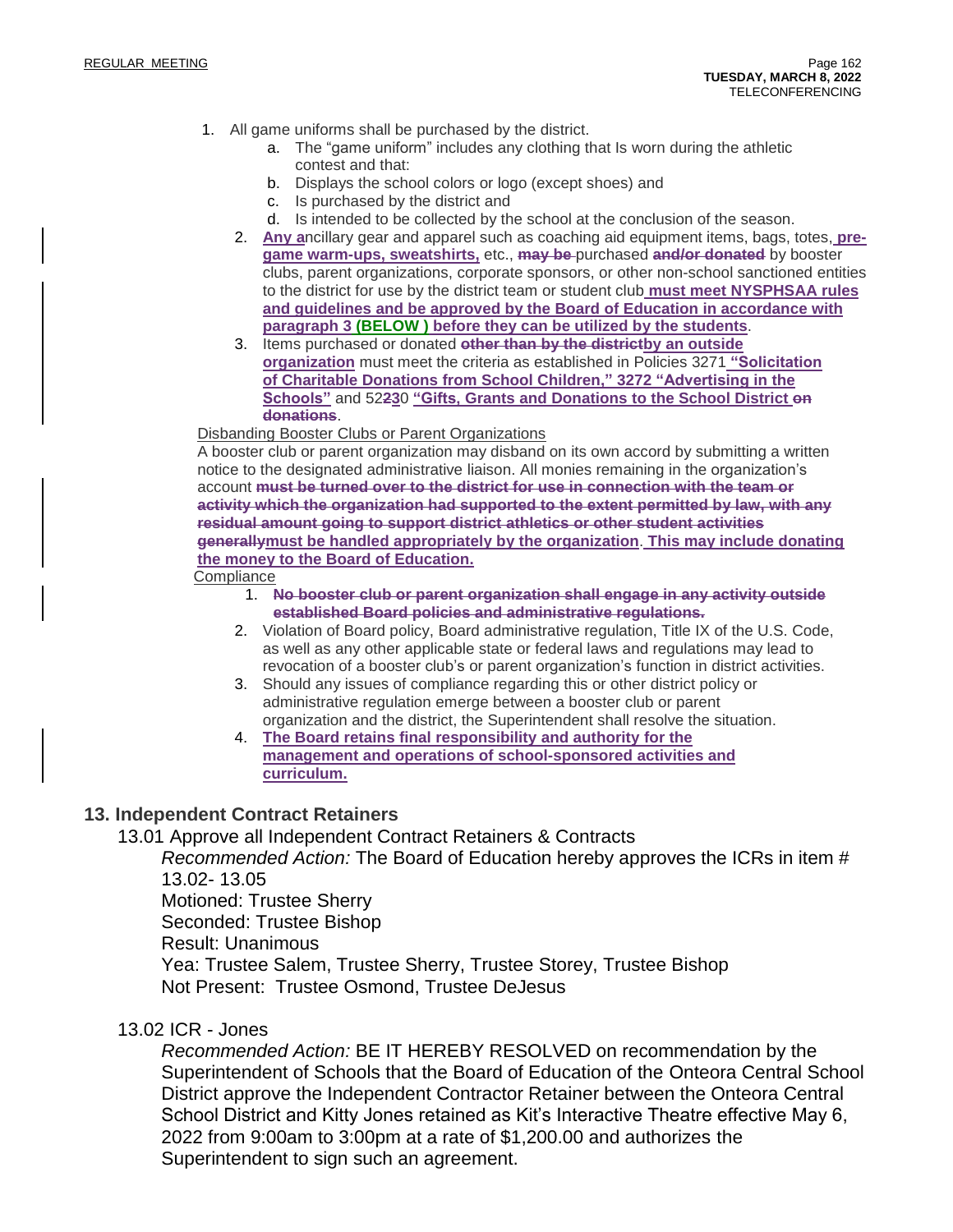1. All game uniforms shall be purchased by the district.
   a. The "game uniform" includes any clothing that Is worn during the athletic contest and that:
   b. Displays the school colors or logo (except shoes) and
   c. Is purchased by the district and
   d. Is intended to be collected by the school at the conclusion of the season.
2. **Any a**ncillary gear and apparel such as coaching aid equipment items, bags, totes, **pre-game warm-ups, sweatshirts,** etc., ~~may be~~ purchased ~~and/or donated~~ by booster clubs, parent organizations, corporate sponsors, or other non-school sanctioned entities to the district for use by the district team or student club **must meet NYSPHSAA rules and guidelines and be approved by the Board of Education in accordance with paragraph 3 (BELOW ) before they can be utilized by the students**.
3. Items purchased or donated ~~other than by the district~~**by an outside organization** must meet the criteria as established in Policies 3271 **"Solicitation of Charitable Donations from School Children," 3272 "Advertising in the Schools"** and 52~~2~~**3**0 **"Gifts, Grants and Donations to the School District** ~~on donations~~.

Disbanding Booster Clubs or Parent Organizations

A booster club or parent organization may disband on its own accord by submitting a written notice to the designated administrative liaison. All monies remaining in the organization's account ~~must be turned over to the district for use in connection with the team or activity which the organization had supported to the extent permitted by law, with any residual amount going to support district athletics or other student activities generally~~**must be handled appropriately by the organization**. **This may include donating the money to the Board of Education.**

Compliance

1. ~~No booster club or parent organization shall engage in any activity outside established Board policies and administrative regulations.~~
2. Violation of Board policy, Board administrative regulation, Title IX of the U.S. Code, as well as any other applicable state or federal laws and regulations may lead to revocation of a booster club's or parent organization's function in district activities.
3. Should any issues of compliance regarding this or other district policy or administrative regulation emerge between a booster club or parent organization and the district, the Superintendent shall resolve the situation.
4. **The Board retains final responsibility and authority for the management and operations of school-sponsored activities and curriculum.**

## 13. Independent Contract Retainers

13.01 Approve all Independent Contract Retainers & Contracts

*Recommended Action:* The Board of Education hereby approves the ICRs in item # 13.02- 13.05

Motioned: Trustee Sherry

Seconded: Trustee Bishop

Result: Unanimous

Yea: Trustee Salem, Trustee Sherry, Trustee Storey, Trustee Bishop

Not Present: Trustee Osmond, Trustee DeJesus

13.02 ICR - Jones

*Recommended Action:* BE IT HEREBY RESOLVED on recommendation by the Superintendent of Schools that the Board of Education of the Onteora Central School District approve the Independent Contractor Retainer between the Onteora Central School District and Kitty Jones retained as Kit's Interactive Theatre effective May 6, 2022 from 9:00am to 3:00pm at a rate of $1,200.00 and authorizes the Superintendent to sign such an agreement.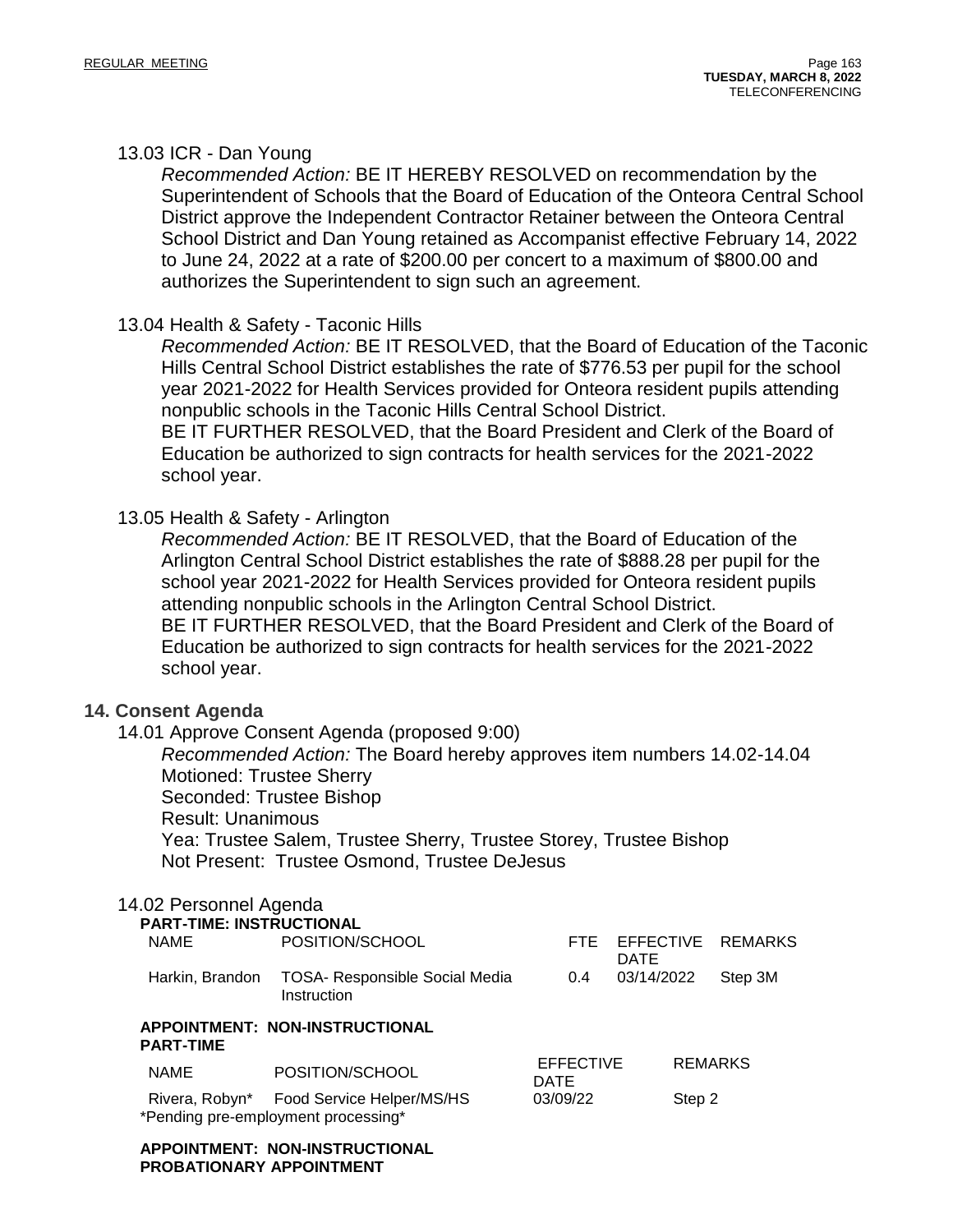13.03 ICR - Dan Young

*Recommended Action:* BE IT HEREBY RESOLVED on recommendation by the Superintendent of Schools that the Board of Education of the Onteora Central School District approve the Independent Contractor Retainer between the Onteora Central School District and Dan Young retained as Accompanist effective February 14, 2022 to June 24, 2022 at a rate of $200.00 per concert to a maximum of $800.00 and authorizes the Superintendent to sign such an agreement.

13.04 Health & Safety - Taconic Hills

*Recommended Action:* BE IT RESOLVED, that the Board of Education of the Taconic Hills Central School District establishes the rate of $776.53 per pupil for the school year 2021-2022 for Health Services provided for Onteora resident pupils attending nonpublic schools in the Taconic Hills Central School District.
BE IT FURTHER RESOLVED, that the Board President and Clerk of the Board of Education be authorized to sign contracts for health services for the 2021-2022 school year.

13.05 Health & Safety - Arlington

*Recommended Action:* BE IT RESOLVED, that the Board of Education of the Arlington Central School District establishes the rate of $888.28 per pupil for the school year 2021-2022 for Health Services provided for Onteora resident pupils attending nonpublic schools in the Arlington Central School District.
BE IT FURTHER RESOLVED, that the Board President and Clerk of the Board of Education be authorized to sign contracts for health services for the 2021-2022 school year.

## 14. Consent Agenda

14.01 Approve Consent Agenda (proposed 9:00)

*Recommended Action:* The Board hereby approves item numbers 14.02-14.04
Motioned: Trustee Sherry
Seconded: Trustee Bishop
Result: Unanimous
Yea: Trustee Salem, Trustee Sherry, Trustee Storey, Trustee Bishop
Not Present: Trustee Osmond, Trustee DeJesus

14.02 Personnel Agenda

**PART-TIME: INSTRUCTIONAL**

| NAME | POSITION/SCHOOL | FTE | EFFECTIVE DATE | REMARKS |
|---|---|---|---|---|
| Harkin, Brandon | TOSA- Responsible Social Media Instruction | 0.4 | 03/14/2022 | Step 3M |

**APPOINTMENT: NON-INSTRUCTIONAL PART-TIME**

| NAME | POSITION/SCHOOL | EFFECTIVE DATE | REMARKS |
|---|---|---|---|
| Rivera, Robyn* | Food Service Helper/MS/HS | 03/09/22 | Step 2 |

*Pending pre-employment processing*

**APPOINTMENT: NON-INSTRUCTIONAL PROBATIONARY APPOINTMENT**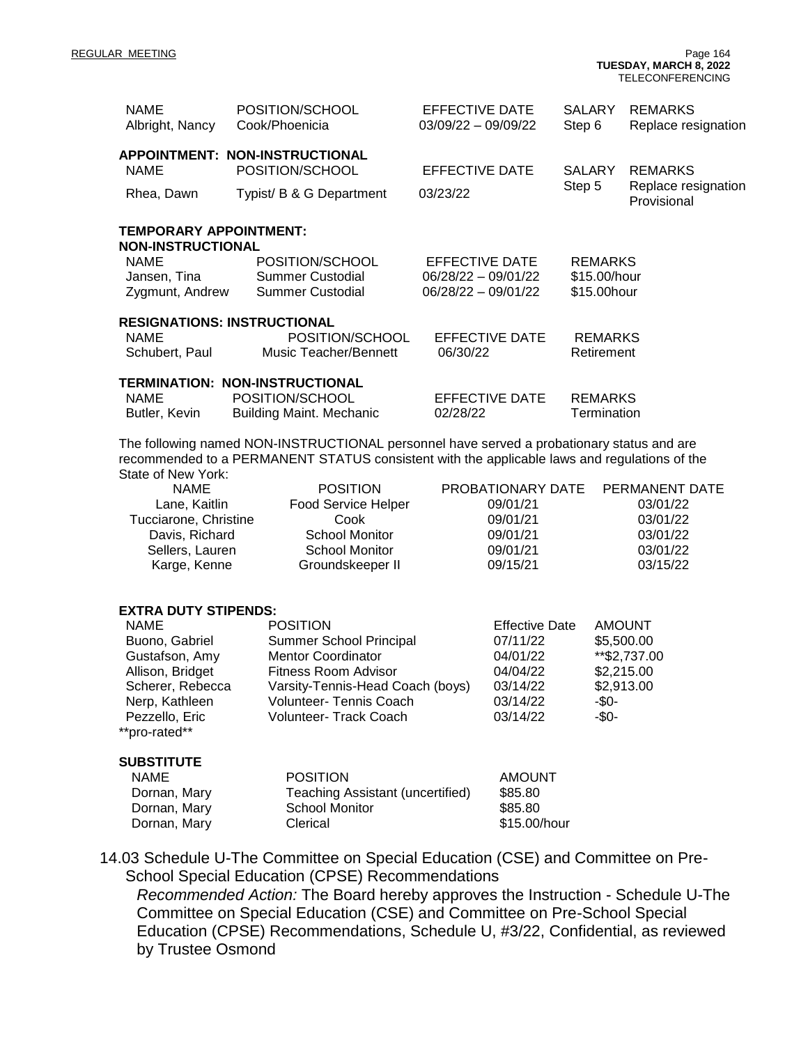| NAME | POSITION/SCHOOL | EFFECTIVE DATE | SALARY | REMARKS |
|---|---|---|---|---|
| Albright, Nancy | Cook/Phoenicia | 03/09/22 – 09/09/22 | Step 6 | Replace resignation |

**APPOINTMENT: NON-INSTRUCTIONAL**

| NAME | POSITION/SCHOOL | EFFECTIVE DATE | SALARY | REMARKS |
|---|---|---|---|---|
| Rhea, Dawn | Typist/ B & G Department | 03/23/22 | Step 5 | Replace resignation Provisional |

**TEMPORARY APPOINTMENT: NON-INSTRUCTIONAL**

| NAME | POSITION/SCHOOL | EFFECTIVE DATE | REMARKS |
|---|---|---|---|
| Jansen, Tina | Summer Custodial | 06/28/22 – 09/01/22 | $15.00/hour |
| Zygmunt, Andrew | Summer Custodial | 06/28/22 – 09/01/22 | $15.00hour |

**RESIGNATIONS: INSTRUCTIONAL**

| NAME | POSITION/SCHOOL | EFFECTIVE DATE | REMARKS |
|---|---|---|---|
| Schubert, Paul | Music Teacher/Bennett | 06/30/22 | Retirement |

**TERMINATION: NON-INSTRUCTIONAL**

| NAME | POSITION/SCHOOL | EFFECTIVE DATE | REMARKS |
|---|---|---|---|
| Butler, Kevin | Building Maint. Mechanic | 02/28/22 | Termination |

The following named NON-INSTRUCTIONAL personnel have served a probationary status and are recommended to a PERMANENT STATUS consistent with the applicable laws and regulations of the State of New York:

| NAME | POSITION | PROBATIONARY DATE | PERMANENT DATE |
|---|---|---|---|
| Lane, Kaitlin | Food Service Helper | 09/01/21 | 03/01/22 |
| Tucciarone, Christine | Cook | 09/01/21 | 03/01/22 |
| Davis, Richard | School Monitor | 09/01/21 | 03/01/22 |
| Sellers, Lauren | School Monitor | 09/01/21 | 03/01/22 |
| Karge, Kenne | Groundskeeper II | 09/15/21 | 03/15/22 |

**EXTRA DUTY STIPENDS:**

| NAME | POSITION | Effective Date | AMOUNT |
|---|---|---|---|
| Buono, Gabriel | Summer School Principal | 07/11/22 | $5,500.00 |
| Gustafson, Amy | Mentor Coordinator | 04/01/22 | **$2,737.00 |
| Allison, Bridget | Fitness Room Advisor | 04/04/22 | $2,215.00 |
| Scherer, Rebecca | Varsity-Tennis-Head Coach (boys) | 03/14/22 | $2,913.00 |
| Nerp, Kathleen | Volunteer- Tennis Coach | 03/14/22 | -$0- |
| Pezzello, Eric | Volunteer- Track Coach | 03/14/22 | -$0- |

**pro-rated**

**SUBSTITUTE**

| NAME | POSITION | AMOUNT |
|---|---|---|
| Dornan, Mary | Teaching Assistant (uncertified) | $85.80 |
| Dornan, Mary | School Monitor | $85.80 |
| Dornan, Mary | Clerical | $15.00/hour |

14.03 Schedule U-The Committee on Special Education (CSE) and Committee on Pre-School Special Education (CPSE) Recommendations

*Recommended Action:* The Board hereby approves the Instruction - Schedule U-The Committee on Special Education (CSE) and Committee on Pre-School Special Education (CPSE) Recommendations, Schedule U, #3/22, Confidential, as reviewed by Trustee Osmond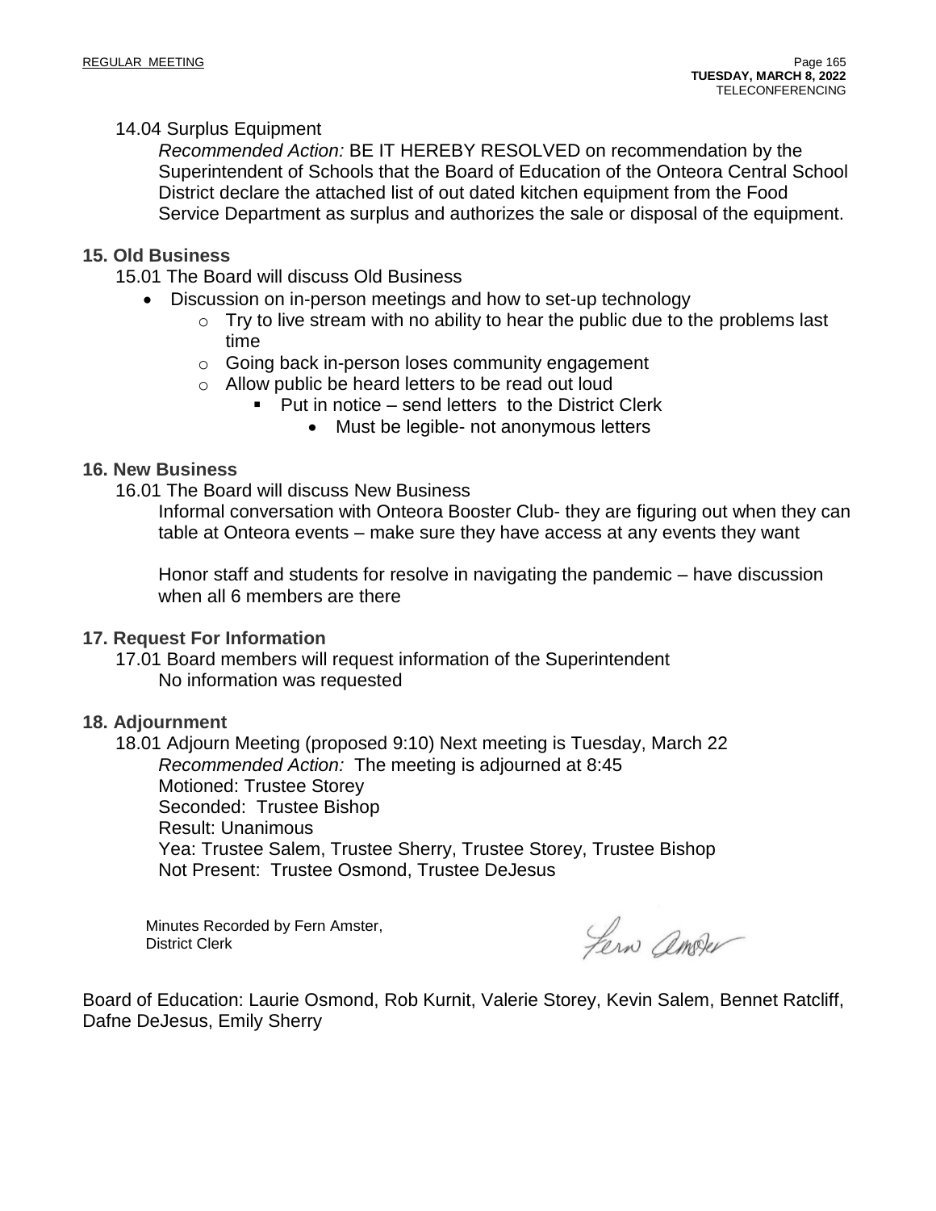14.04 Surplus Equipment

*Recommended Action:* BE IT HEREBY RESOLVED on recommendation by the Superintendent of Schools that the Board of Education of the Onteora Central School District declare the attached list of out dated kitchen equipment from the Food Service Department as surplus and authorizes the sale or disposal of the equipment.

**15. Old Business**

15.01 The Board will discuss Old Business

- Discussion on in-person meetings and how to set-up technology
  - Try to live stream with no ability to hear the public due to the problems last time
  - Going back in-person loses community engagement
  - Allow public be heard letters to be read out loud
    - Put in notice – send letters to the District Clerk
      - Must be legible- not anonymous letters

**16. New Business**

16.01 The Board will discuss New Business

Informal conversation with Onteora Booster Club- they are figuring out when they can table at Onteora events – make sure they have access at any events they want

Honor staff and students for resolve in navigating the pandemic – have discussion when all 6 members are there

**17. Request For Information**

17.01 Board members will request information of the Superintendent

No information was requested

**18. Adjournment**

18.01 Adjourn Meeting (proposed 9:10) Next meeting is Tuesday, March 22

*Recommended Action:* The meeting is adjourned at 8:45

Motioned: Trustee Storey

Seconded: Trustee Bishop

Result: Unanimous

Yea: Trustee Salem, Trustee Sherry, Trustee Storey, Trustee Bishop

Not Present: Trustee Osmond, Trustee DeJesus

Minutes Recorded by Fern Amster,
District Clerk

Fern Amster

Board of Education: Laurie Osmond, Rob Kurnit, Valerie Storey, Kevin Salem, Bennet Ratcliff, Dafne DeJesus, Emily Sherry